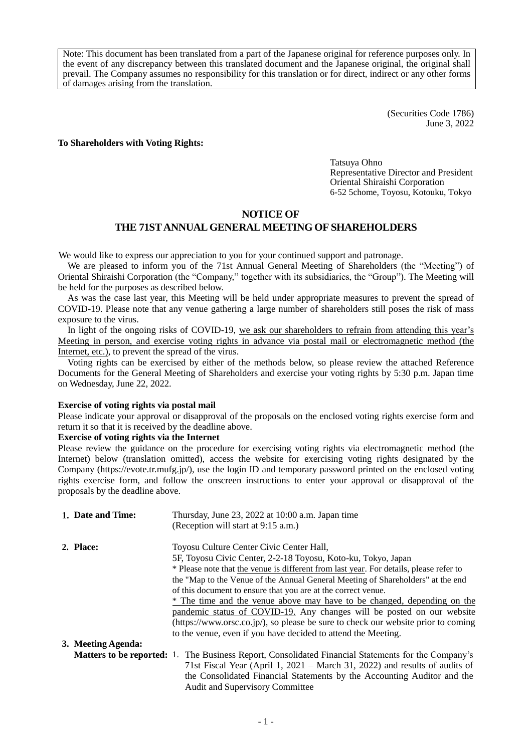Note: This document has been translated from a part of the Japanese original for reference purposes only. In the event of any discrepancy between this translated document and the Japanese original, the original shall prevail. The Company assumes no responsibility for this translation or for direct, indirect or any other forms of damages arising from the translation.

(Securities Code 1786)
June 3, 2022

**To Shareholders with Voting Rights:**

Tatsuya Ohno
Representative Director and President
Oriental Shiraishi Corporation
6-52 5chome, Toyosu, Kotouku, Tokyo

# NOTICE OF
# THE 71ST ANNUAL GENERAL MEETING OF SHAREHOLDERS

We would like to express our appreciation to you for your continued support and patronage.

We are pleased to inform you of the 71st Annual General Meeting of Shareholders (the "Meeting") of Oriental Shiraishi Corporation (the "Company," together with its subsidiaries, the "Group"). The Meeting will be held for the purposes as described below.

As was the case last year, this Meeting will be held under appropriate measures to prevent the spread of COVID-19. Please note that any venue gathering a large number of shareholders still poses the risk of mass exposure to the virus.

In light of the ongoing risks of COVID-19, we ask our shareholders to refrain from attending this year's Meeting in person, and exercise voting rights in advance via postal mail or electromagnetic method (the Internet, etc.), to prevent the spread of the virus.

Voting rights can be exercised by either of the methods below, so please review the attached Reference Documents for the General Meeting of Shareholders and exercise your voting rights by 5:30 p.m. Japan time on Wednesday, June 22, 2022.

**Exercise of voting rights via postal mail**

Please indicate your approval or disapproval of the proposals on the enclosed voting rights exercise form and return it so that it is received by the deadline above.

**Exercise of voting rights via the Internet**

Please review the guidance on the procedure for exercising voting rights via electromagnetic method (the Internet) below (translation omitted), access the website for exercising voting rights designated by the Company (https://evote.tr.mufg.jp/), use the login ID and temporary password printed on the enclosed voting rights exercise form, and follow the onscreen instructions to enter your approval or disapproval of the proposals by the deadline above.

**1. Date and Time:** Thursday, June 23, 2022 at 10:00 a.m. Japan time
(Reception will start at 9:15 a.m.)

**2. Place:** Toyosu Culture Center Civic Center Hall,
5F, Toyosu Civic Center, 2-2-18 Toyosu, Koto-ku, Tokyo, Japan
\* Please note that the venue is different from last year. For details, please refer to the "Map to the Venue of the Annual General Meeting of Shareholders" at the end of this document to ensure that you are at the correct venue.
\* The time and the venue above may have to be changed, depending on the pandemic status of COVID-19. Any changes will be posted on our website (https://www.orsc.co.jp/), so please be sure to check our website prior to coming to the venue, even if you have decided to attend the Meeting.

**3. Meeting Agenda:**

**Matters to be reported:** 1. The Business Report, Consolidated Financial Statements for the Company's 71st Fiscal Year (April 1, 2021 – March 31, 2022) and results of audits of the Consolidated Financial Statements by the Accounting Auditor and the Audit and Supervisory Committee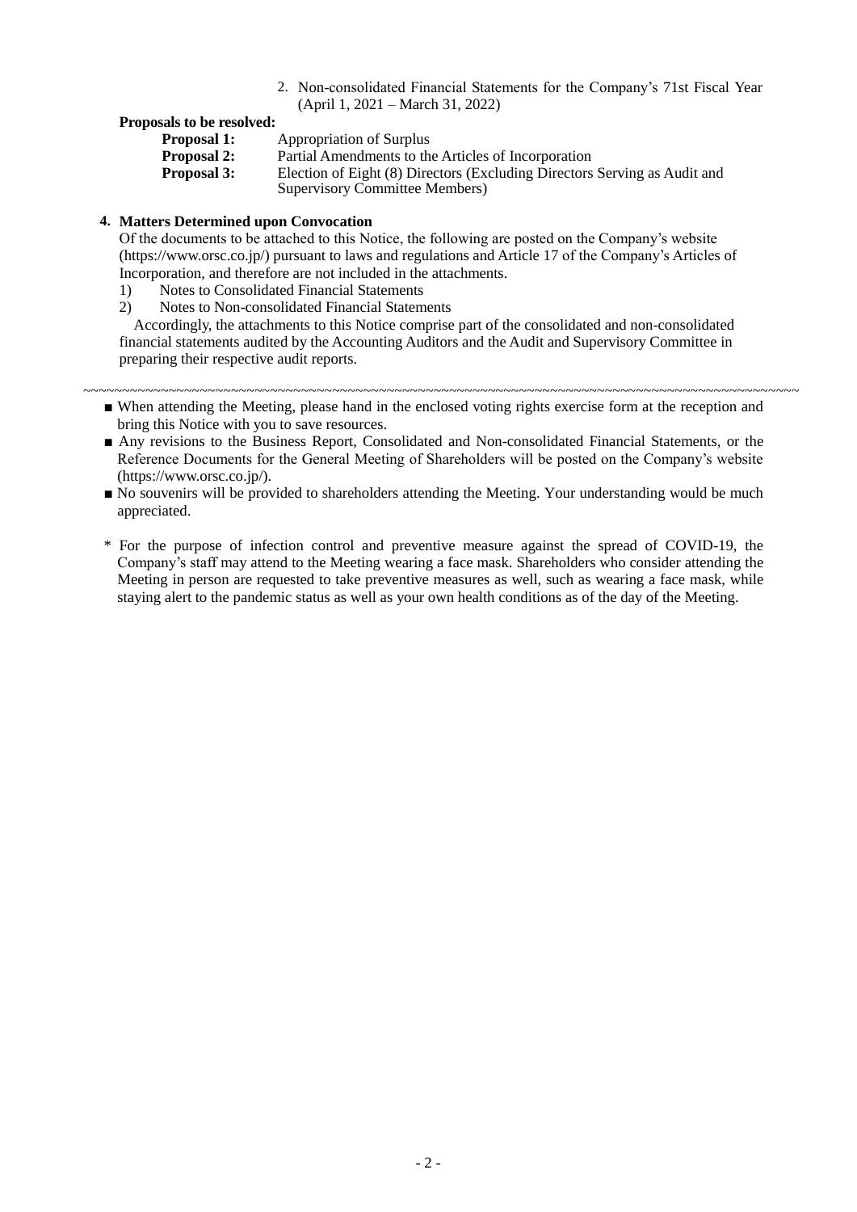2. Non-consolidated Financial Statements for the Company's 71st Fiscal Year (April 1, 2021 – March 31, 2022)

**Proposals to be resolved:**

**Proposal 1:** Appropriation of Surplus

**Proposal 2:** Partial Amendments to the Articles of Incorporation

**Proposal 3:** Election of Eight (8) Directors (Excluding Directors Serving as Audit and Supervisory Committee Members)

**4. Matters Determined upon Convocation**

Of the documents to be attached to this Notice, the following are posted on the Company's website (https://www.orsc.co.jp/) pursuant to laws and regulations and Article 17 of the Company's Articles of Incorporation, and therefore are not included in the attachments.

1) Notes to Consolidated Financial Statements
2) Notes to Non-consolidated Financial Statements

Accordingly, the attachments to this Notice comprise part of the consolidated and non-consolidated financial statements audited by the Accounting Auditors and the Audit and Supervisory Committee in preparing their respective audit reports.

~~~~~~~~~~~~~~~~~~~~~~~~~~~~~~~~~~~~~~~~~~~~~~~~~~~~~~~~~~~~~~~~~~~~~~~~~~~~~~~~

- ■ When attending the Meeting, please hand in the enclosed voting rights exercise form at the reception and bring this Notice with you to save resources.
- ■ Any revisions to the Business Report, Consolidated and Non-consolidated Financial Statements, or the Reference Documents for the General Meeting of Shareholders will be posted on the Company's website (https://www.orsc.co.jp/).
- ■ No souvenirs will be provided to shareholders attending the Meeting. Your understanding would be much appreciated.

\* For the purpose of infection control and preventive measure against the spread of COVID-19, the Company's staff may attend to the Meeting wearing a face mask. Shareholders who consider attending the Meeting in person are requested to take preventive measures as well, such as wearing a face mask, while staying alert to the pandemic status as well as your own health conditions as of the day of the Meeting.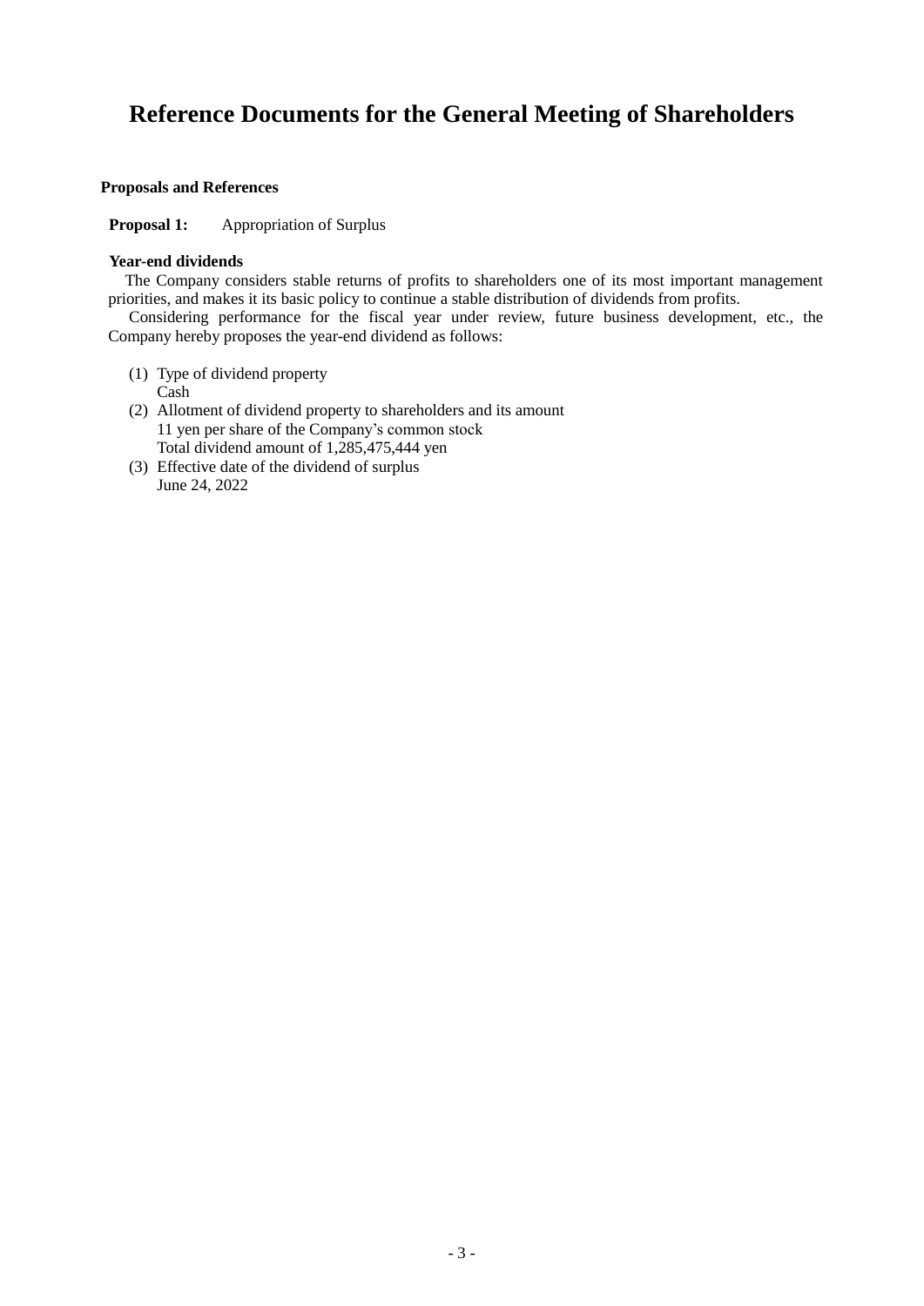# Reference Documents for the General Meeting of Shareholders

**Proposals and References**

**Proposal 1:** Appropriation of Surplus

**Year-end dividends**

The Company considers stable returns of profits to shareholders one of its most important management priorities, and makes it its basic policy to continue a stable distribution of dividends from profits.

Considering performance for the fiscal year under review, future business development, etc., the Company hereby proposes the year-end dividend as follows:

(1) Type of dividend property
Cash

(2) Allotment of dividend property to shareholders and its amount
11 yen per share of the Company's common stock
Total dividend amount of 1,285,475,444 yen

(3) Effective date of the dividend of surplus
June 24, 2022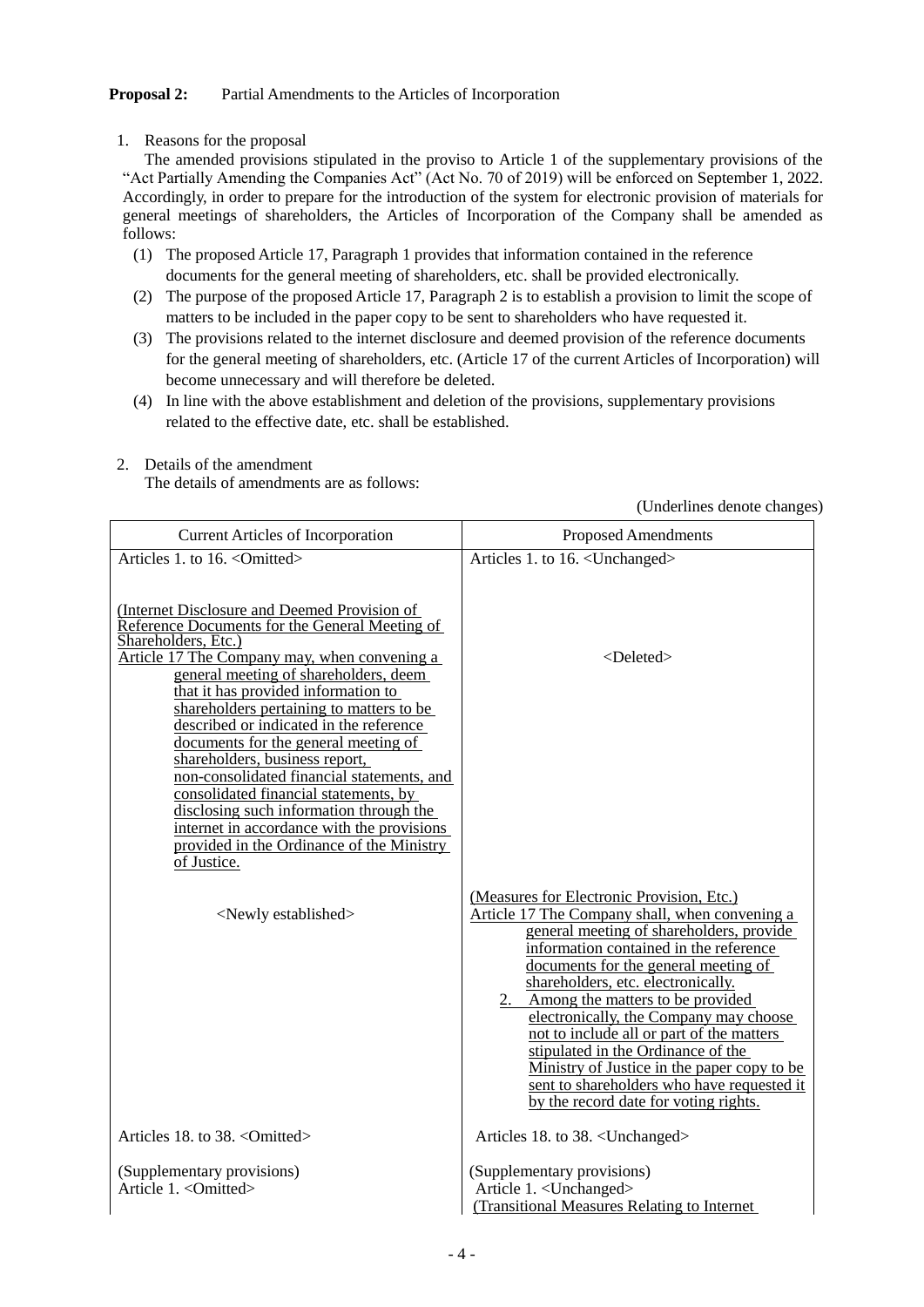**Proposal 2:** Partial Amendments to the Articles of Incorporation

1. Reasons for the proposal

   The amended provisions stipulated in the proviso to Article 1 of the supplementary provisions of the "Act Partially Amending the Companies Act" (Act No. 70 of 2019) will be enforced on September 1, 2022. Accordingly, in order to prepare for the introduction of the system for electronic provision of materials for general meetings of shareholders, the Articles of Incorporation of the Company shall be amended as follows:

   (1) The proposed Article 17, Paragraph 1 provides that information contained in the reference documents for the general meeting of shareholders, etc. shall be provided electronically.

   (2) The purpose of the proposed Article 17, Paragraph 2 is to establish a provision to limit the scope of matters to be included in the paper copy to be sent to shareholders who have requested it.

   (3) The provisions related to the internet disclosure and deemed provision of the reference documents for the general meeting of shareholders, etc. (Article 17 of the current Articles of Incorporation) will become unnecessary and will therefore be deleted.

   (4) In line with the above establishment and deletion of the provisions, supplementary provisions related to the effective date, etc. shall be established.

2. Details of the amendment

   The details of amendments are as follows:

(Underlines denote changes)

| Current Articles of Incorporation | Proposed Amendments |
|---|---|
| Articles 1. to 16. <Omitted> | Articles 1. to 16. <Unchanged> |
| <u>(Internet Disclosure and Deemed Provision of Reference Documents for the General Meeting of Shareholders, Etc.)</u><br><u>Article 17 The Company may, when convening a general meeting of shareholders, deem that it has provided information to shareholders pertaining to matters to be described or indicated in the reference documents for the general meeting of shareholders, business report, non-consolidated financial statements, and consolidated financial statements, by disclosing such information through the internet in accordance with the provisions provided in the Ordinance of the Ministry of Justice.</u> | <Deleted> |
| <Newly established> | <u>(Measures for Electronic Provision, Etc.)</u><br><u>Article 17 The Company shall, when convening a general meeting of shareholders, provide information contained in the reference documents for the general meeting of shareholders, etc. electronically.</u><br><u>2. Among the matters to be provided electronically, the Company may choose not to include all or part of the matters stipulated in the Ordinance of the Ministry of Justice in the paper copy to be sent to shareholders who have requested it by the record date for voting rights.</u> |
| Articles 18. to 38. <Omitted> | Articles 18. to 38. <Unchanged> |
| (Supplementary provisions)<br>Article 1. <Omitted> | (Supplementary provisions)<br>Article 1. <Unchanged><br><u>(Transitional Measures Relating to Internet</u> |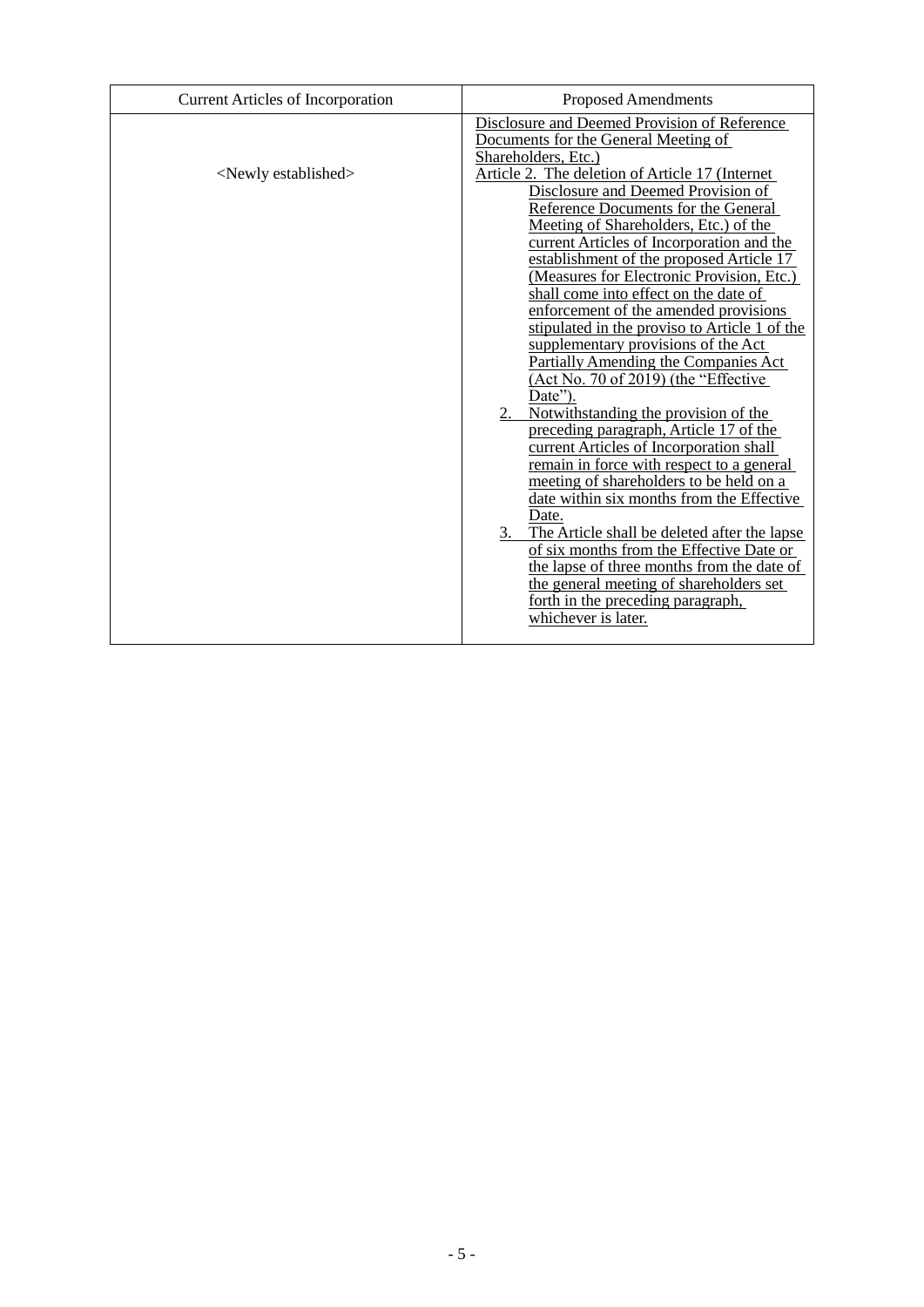| Current Articles of Incorporation | Proposed Amendments |
|---|---|
| <Newly established> | Disclosure and Deemed Provision of Reference Documents for the General Meeting of Shareholders, Etc.)<br>Article 2. The deletion of Article 17 (Internet Disclosure and Deemed Provision of Reference Documents for the General Meeting of Shareholders, Etc.) of the current Articles of Incorporation and the establishment of the proposed Article 17 (Measures for Electronic Provision, Etc.) shall come into effect on the date of enforcement of the amended provisions stipulated in the proviso to Article 1 of the supplementary provisions of the Act Partially Amending the Companies Act (Act No. 70 of 2019) (the "Effective Date").<br>2. Notwithstanding the provision of the preceding paragraph, Article 17 of the current Articles of Incorporation shall remain in force with respect to a general meeting of shareholders to be held on a date within six months from the Effective Date.<br>3. The Article shall be deleted after the lapse of six months from the Effective Date or the lapse of three months from the date of the general meeting of shareholders set forth in the preceding paragraph, whichever is later. |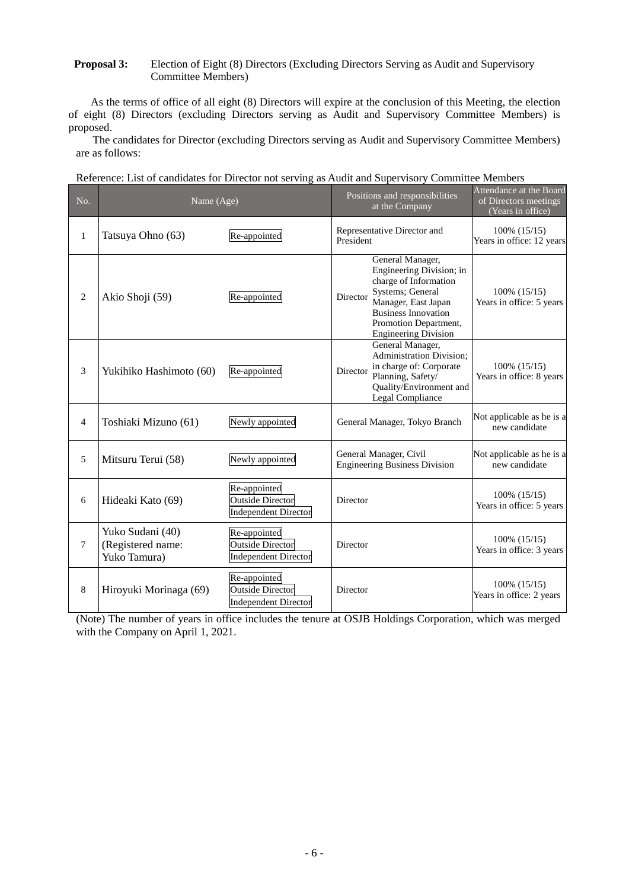**Proposal 3:** Election of Eight (8) Directors (Excluding Directors Serving as Audit and Supervisory Committee Members)

As the terms of office of all eight (8) Directors will expire at the conclusion of this Meeting, the election of eight (8) Directors (excluding Directors serving as Audit and Supervisory Committee Members) is proposed.

The candidates for Director (excluding Directors serving as Audit and Supervisory Committee Members) are as follows:

Reference: List of candidates for Director not serving as Audit and Supervisory Committee Members

| No. | Name (Age) | | Positions and responsibilities at the Company | Attendance at the Board of Directors meetings (Years in office) |
|---|---|---|---|---|
| 1 | Tatsuya Ohno (63) | Re-appointed | Representative Director and President | 100% (15/15) Years in office: 12 years |
| 2 | Akio Shoji (59) | Re-appointed | Director General Manager, Engineering Division; in charge of Information Systems; General Manager, East Japan Business Innovation Promotion Department, Engineering Division | 100% (15/15) Years in office: 5 years |
| 3 | Yukihiko Hashimoto (60) | Re-appointed | Director General Manager, Administration Division; in charge of: Corporate Planning, Safety/ Quality/Environment and Legal Compliance | 100% (15/15) Years in office: 8 years |
| 4 | Toshiaki Mizuno (61) | Newly appointed | General Manager, Tokyo Branch | Not applicable as he is a new candidate |
| 5 | Mitsuru Terui (58) | Newly appointed | General Manager, Civil Engineering Business Division | Not applicable as he is a new candidate |
| 6 | Hideaki Kato (69) | Re-appointed Outside Director Independent Director | Director | 100% (15/15) Years in office: 5 years |
| 7 | Yuko Sudani (40) (Registered name: Yuko Tamura) | Re-appointed Outside Director Independent Director | Director | 100% (15/15) Years in office: 3 years |
| 8 | Hiroyuki Morinaga (69) | Re-appointed Outside Director Independent Director | Director | 100% (15/15) Years in office: 2 years |

(Note) The number of years in office includes the tenure at OSJB Holdings Corporation, which was merged with the Company on April 1, 2021.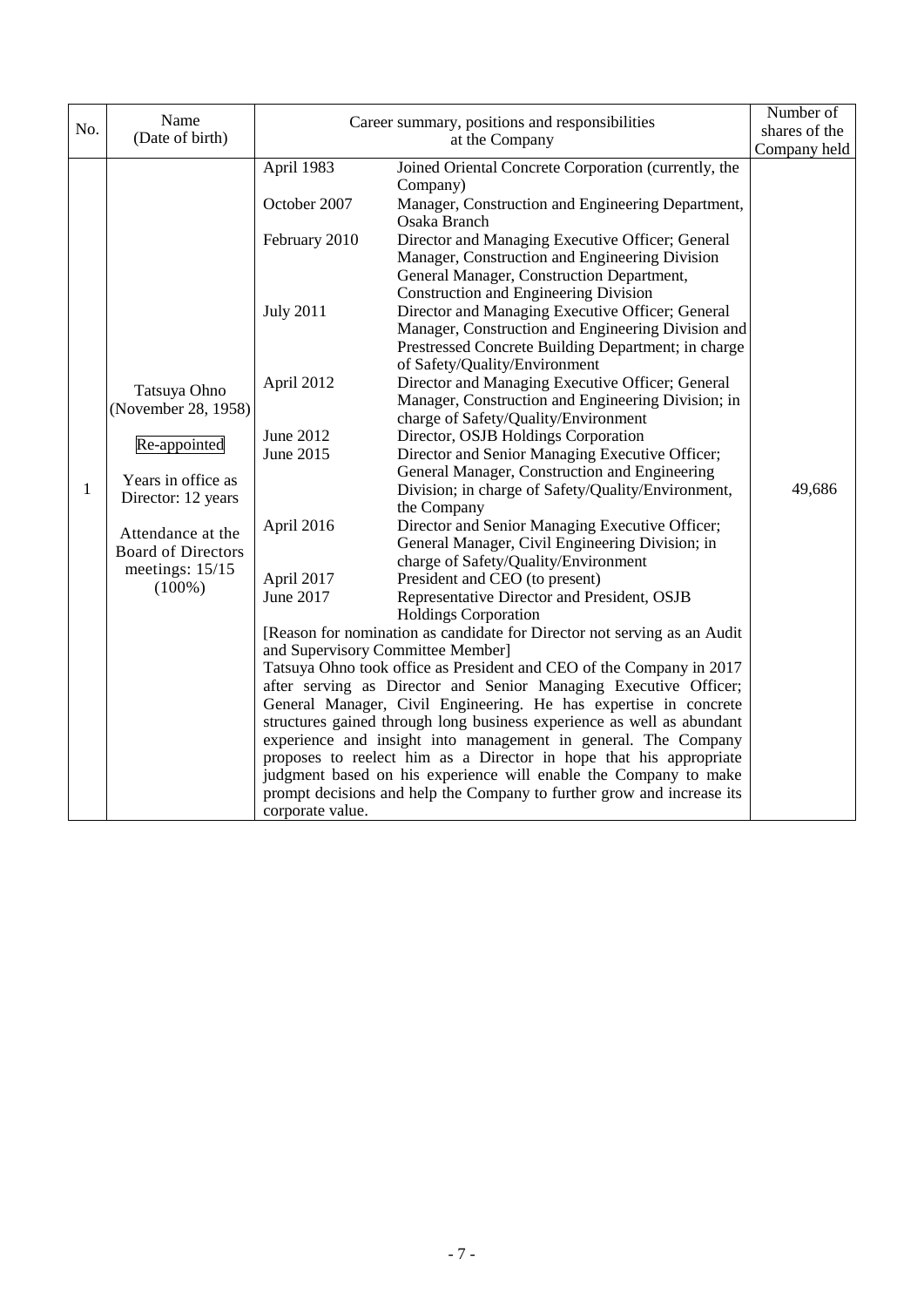| No. | Name (Date of birth) | Career summary, positions and responsibilities at the Company | | Number of shares of the Company held |
|---|---|---|---|---|
| 1 | Tatsuya Ohno (November 28, 1958)<br><br>Re-appointed<br><br>Years in office as Director: 12 years<br><br>Attendance at the Board of Directors meetings: 15/15 (100%) | April 1983 | Joined Oriental Concrete Corporation (currently, the Company) | 49,686 |
| | | October 2007 | Manager, Construction and Engineering Department, Osaka Branch | |
| | | February 2010 | Director and Managing Executive Officer; General Manager, Construction and Engineering Division General Manager, Construction Department, Construction and Engineering Division | |
| | | July 2011 | Director and Managing Executive Officer; General Manager, Construction and Engineering Division and Prestressed Concrete Building Department; in charge of Safety/Quality/Environment | |
| | | April 2012 | Director and Managing Executive Officer; General Manager, Construction and Engineering Division; in charge of Safety/Quality/Environment | |
| | | June 2012 | Director, OSJB Holdings Corporation | |
| | | June 2015 | Director and Senior Managing Executive Officer; General Manager, Construction and Engineering Division; in charge of Safety/Quality/Environment, the Company | |
| | | April 2016 | Director and Senior Managing Executive Officer; General Manager, Civil Engineering Division; in charge of Safety/Quality/Environment | |
| | | April 2017 | President and CEO (to present) | |
| | | June 2017 | Representative Director and President, OSJB Holdings Corporation | |
| | | [Reason for nomination as candidate for Director not serving as an Audit and Supervisory Committee Member]<br>Tatsuya Ohno took office as President and CEO of the Company in 2017 after serving as Director and Senior Managing Executive Officer; General Manager, Civil Engineering. He has expertise in concrete structures gained through long business experience as well as abundant experience and insight into management in general. The Company proposes to reelect him as a Director in hope that his appropriate judgment based on his experience will enable the Company to make prompt decisions and help the Company to further grow and increase its corporate value. | | |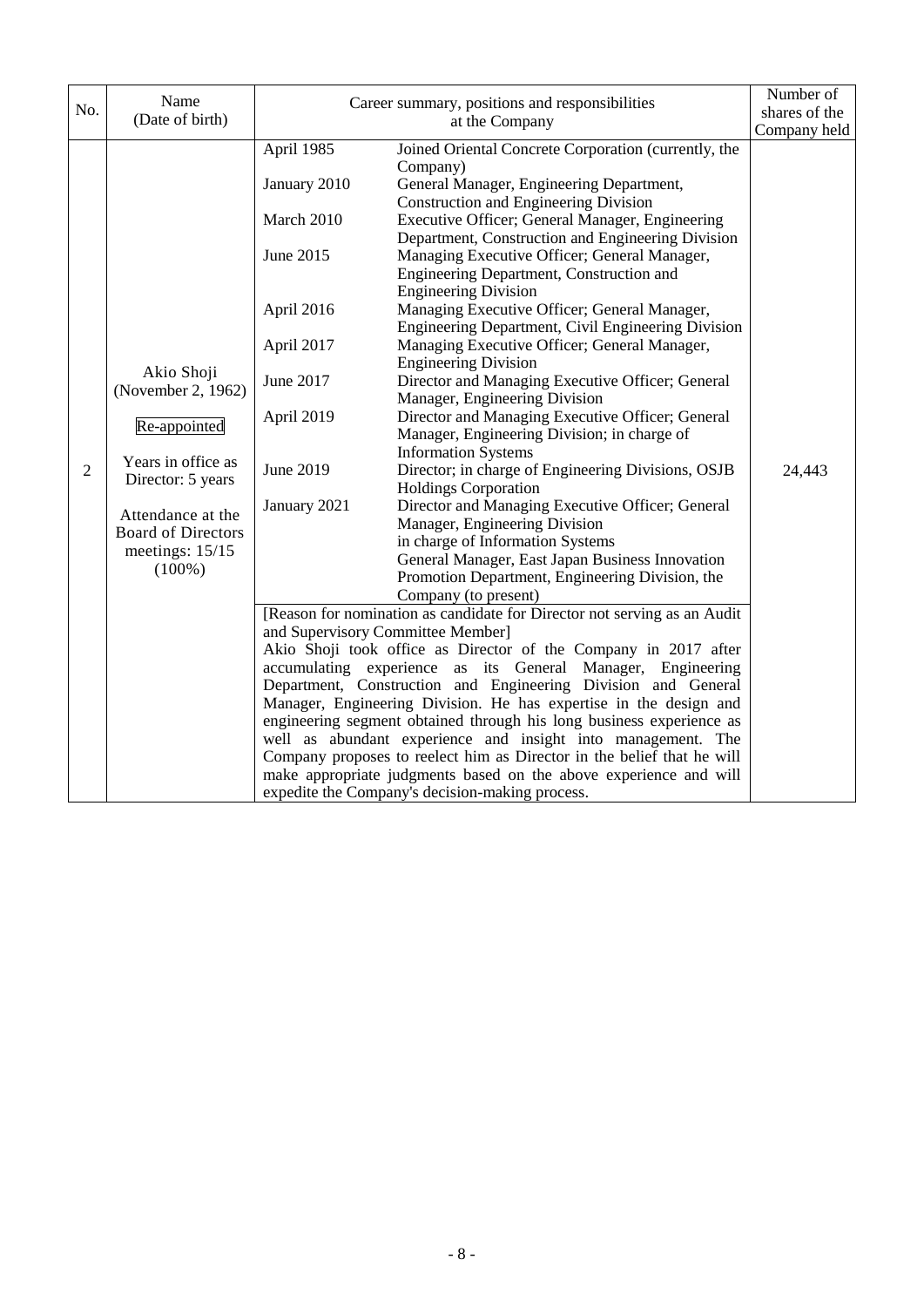| No. | Name (Date of birth) | Career summary, positions and responsibilities at the Company | Number of shares of the Company held |
|---|---|---|---|
| 2 | Akio Shoji (November 2, 1962)<br><br>Re-appointed<br><br>Years in office as Director: 5 years<br><br>Attendance at the Board of Directors meetings: 15/15 (100%) | April 1985 — Joined Oriental Concrete Corporation (currently, the Company)<br>January 2010 — General Manager, Engineering Department, Construction and Engineering Division<br>March 2010 — Executive Officer; General Manager, Engineering Department, Construction and Engineering Division<br>June 2015 — Managing Executive Officer; General Manager, Engineering Department, Construction and Engineering Division<br>April 2016 — Managing Executive Officer; General Manager, Engineering Department, Civil Engineering Division<br>April 2017 — Managing Executive Officer; General Manager, Engineering Division<br>June 2017 — Director and Managing Executive Officer; General Manager, Engineering Division<br>April 2019 — Director and Managing Executive Officer; General Manager, Engineering Division; in charge of Information Systems<br>June 2019 — Director; in charge of Engineering Divisions, OSJB Holdings Corporation<br>January 2021 — Director and Managing Executive Officer; General Manager, Engineering Division in charge of Information Systems General Manager, East Japan Business Innovation Promotion Department, Engineering Division, the Company (to present)<br><br>[Reason for nomination as candidate for Director not serving as an Audit and Supervisory Committee Member]<br>Akio Shoji took office as Director of the Company in 2017 after accumulating experience as its General Manager, Engineering Department, Construction and Engineering Division and General Manager, Engineering Division. He has expertise in the design and engineering segment obtained through his long business experience as well as abundant experience and insight into management. The Company proposes to reelect him as Director in the belief that he will make appropriate judgments based on the above experience and will expedite the Company's decision-making process. | 24,443 |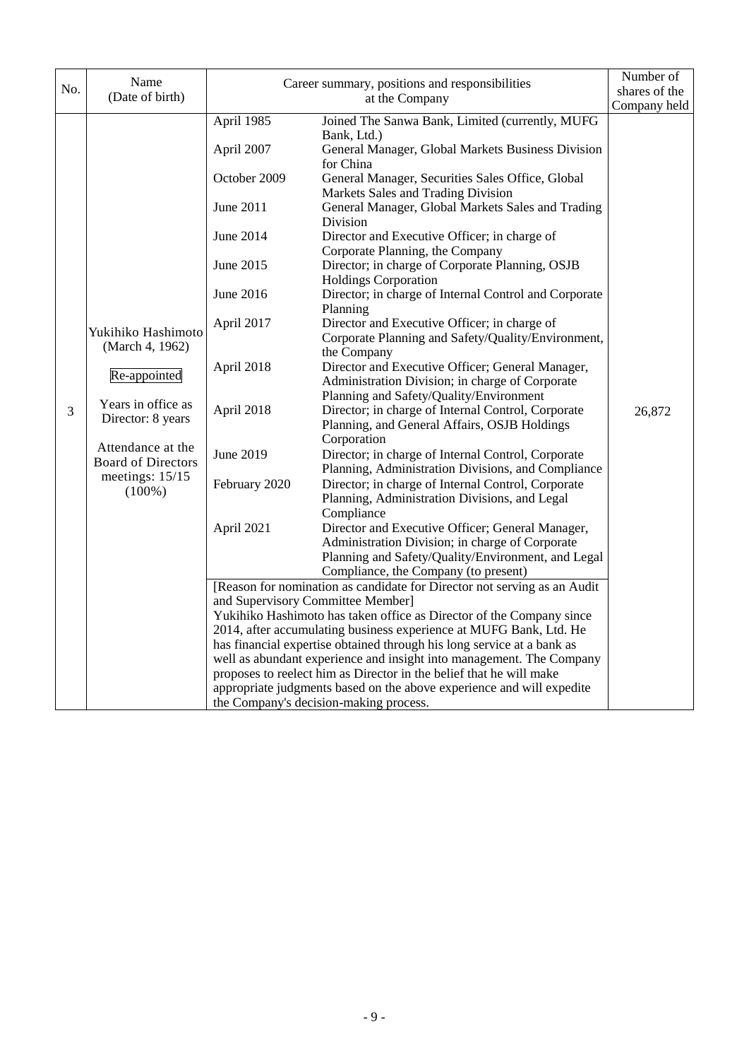| No. | Name (Date of birth) | Career summary, positions and responsibilities at the Company | | Number of shares of the Company held |
|---|---|---|---|---|
| 3 | Yukihiko Hashimoto (March 4, 1962)<br><br>Re-appointed<br><br>Years in office as Director: 8 years<br><br>Attendance at the Board of Directors meetings: 15/15 (100%) | April 1985 | Joined The Sanwa Bank, Limited (currently, MUFG Bank, Ltd.) | 26,872 |
| | | April 2007 | General Manager, Global Markets Business Division for China | |
| | | October 2009 | General Manager, Securities Sales Office, Global Markets Sales and Trading Division | |
| | | June 2011 | General Manager, Global Markets Sales and Trading Division | |
| | | June 2014 | Director and Executive Officer; in charge of Corporate Planning, the Company | |
| | | June 2015 | Director; in charge of Corporate Planning, OSJB Holdings Corporation | |
| | | June 2016 | Director; in charge of Internal Control and Corporate Planning | |
| | | April 2017 | Director and Executive Officer; in charge of Corporate Planning and Safety/Quality/Environment, the Company | |
| | | April 2018 | Director and Executive Officer; General Manager, Administration Division; in charge of Corporate Planning and Safety/Quality/Environment | |
| | | April 2018 | Director; in charge of Internal Control, Corporate Planning, and General Affairs, OSJB Holdings Corporation | |
| | | June 2019 | Director; in charge of Internal Control, Corporate Planning, Administration Divisions, and Compliance | |
| | | February 2020 | Director; in charge of Internal Control, Corporate Planning, Administration Divisions, and Legal Compliance | |
| | | April 2021 | Director and Executive Officer; General Manager, Administration Division; in charge of Corporate Planning and Safety/Quality/Environment, and Legal Compliance, the Company (to present) | |
| | | [Reason for nomination as candidate for Director not serving as an Audit and Supervisory Committee Member]<br>Yukihiko Hashimoto has taken office as Director of the Company since 2014, after accumulating business experience at MUFG Bank, Ltd. He has financial expertise obtained through his long service at a bank as well as abundant experience and insight into management. The Company proposes to reelect him as Director in the belief that he will make appropriate judgments based on the above experience and will expedite the Company's decision-making process. | | |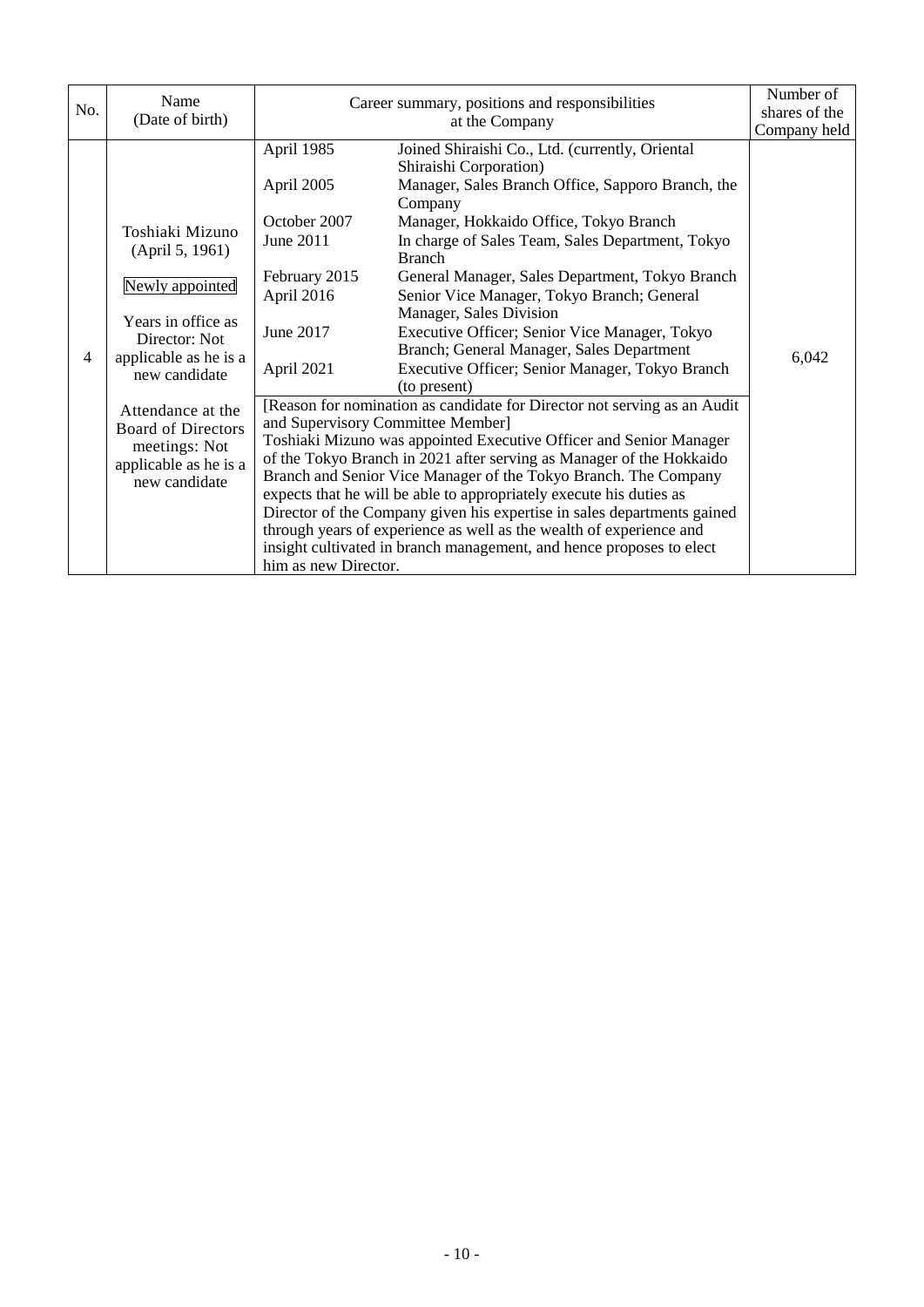| No. | Name (Date of birth) | Career summary, positions and responsibilities at the Company | | Number of shares of the Company held |
|---|---|---|---|---|
| 4 | Toshiaki Mizuno (April 5, 1961)<br><br>Newly appointed<br><br>Years in office as Director: Not applicable as he is a new candidate<br><br>Attendance at the Board of Directors meetings: Not applicable as he is a new candidate | April 1985 | Joined Shiraishi Co., Ltd. (currently, Oriental Shiraishi Corporation) | 6,042 |
| | | April 2005 | Manager, Sales Branch Office, Sapporo Branch, the Company | |
| | | October 2007 | Manager, Hokkaido Office, Tokyo Branch | |
| | | June 2011 | In charge of Sales Team, Sales Department, Tokyo Branch | |
| | | February 2015 | General Manager, Sales Department, Tokyo Branch | |
| | | April 2016 | Senior Vice Manager, Tokyo Branch; General Manager, Sales Division | |
| | | June 2017 | Executive Officer; Senior Vice Manager, Tokyo Branch; General Manager, Sales Department | |
| | | April 2021 | Executive Officer; Senior Manager, Tokyo Branch (to present) | |
| | | [Reason for nomination as candidate for Director not serving as an Audit and Supervisory Committee Member]<br>Toshiaki Mizuno was appointed Executive Officer and Senior Manager of the Tokyo Branch in 2021 after serving as Manager of the Hokkaido Branch and Senior Vice Manager of the Tokyo Branch. The Company expects that he will be able to appropriately execute his duties as Director of the Company given his expertise in sales departments gained through years of experience as well as the wealth of experience and insight cultivated in branch management, and hence proposes to elect him as new Director. | | |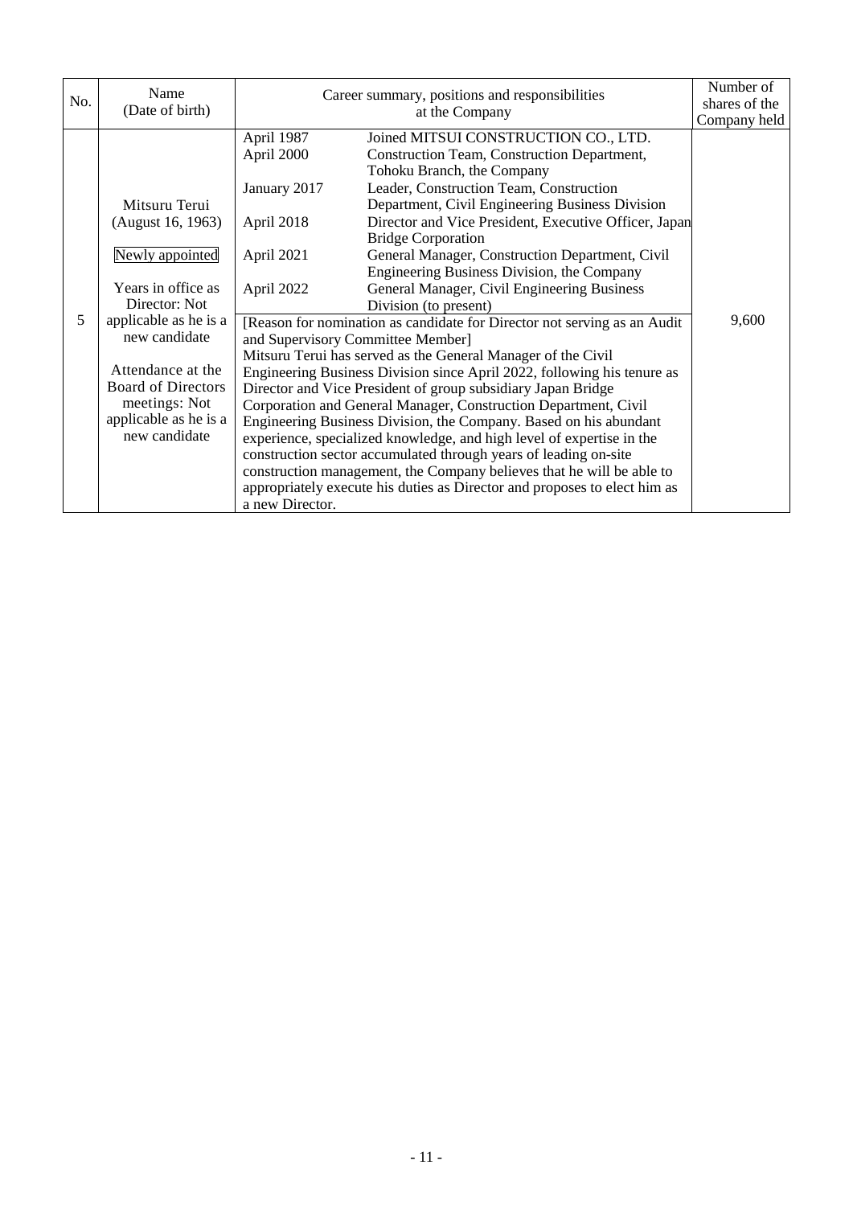| No. | Name (Date of birth) | Career summary, positions and responsibilities at the Company | | Number of shares of the Company held |
|---|---|---|---|---|
| 5 | Mitsuru Terui (August 16, 1963)<br><br>Newly appointed<br><br>Years in office as Director: Not applicable as he is a new candidate<br><br>Attendance at the Board of Directors meetings: Not applicable as he is a new candidate | April 1987 | Joined MITSUI CONSTRUCTION CO., LTD. | 9,600 |
| | | April 2000 | Construction Team, Construction Department, Tohoku Branch, the Company | |
| | | January 2017 | Leader, Construction Team, Construction Department, Civil Engineering Business Division | |
| | | April 2018 | Director and Vice President, Executive Officer, Japan Bridge Corporation | |
| | | April 2021 | General Manager, Construction Department, Civil Engineering Business Division, the Company | |
| | | April 2022 | General Manager, Civil Engineering Business Division (to present) | |
| | | [Reason for nomination as candidate for Director not serving as an Audit and Supervisory Committee Member]<br>Mitsuru Terui has served as the General Manager of the Civil Engineering Business Division since April 2022, following his tenure as Director and Vice President of group subsidiary Japan Bridge Corporation and General Manager, Construction Department, Civil Engineering Business Division, the Company. Based on his abundant experience, specialized knowledge, and high level of expertise in the construction sector accumulated through years of leading on-site construction management, the Company believes that he will be able to appropriately execute his duties as Director and proposes to elect him as a new Director. | | |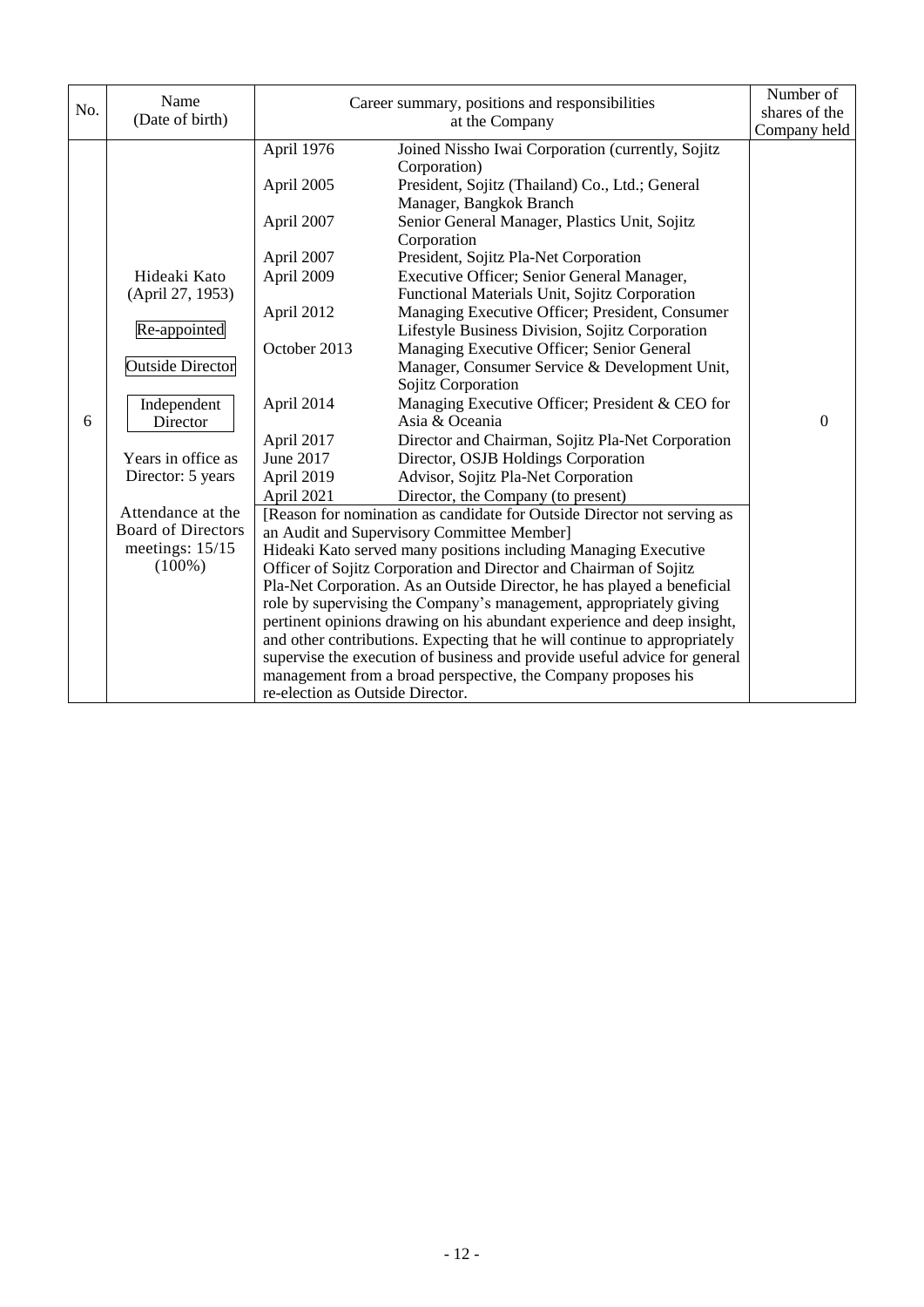| No. | Name (Date of birth) | Career summary, positions and responsibilities at the Company | | Number of shares of the Company held |
|---|---|---|---|---|
| 6 | Hideaki Kato (April 27, 1953) Re-appointed Outside Director Independent Director Years in office as Director: 5 years Attendance at the Board of Directors meetings: 15/15 (100%) | April 1976 | Joined Nissho Iwai Corporation (currently, Sojitz Corporation) | 0 |
| | | April 2005 | President, Sojitz (Thailand) Co., Ltd.; General Manager, Bangkok Branch | |
| | | April 2007 | Senior General Manager, Plastics Unit, Sojitz Corporation | |
| | | April 2007 | President, Sojitz Pla-Net Corporation | |
| | | April 2009 | Executive Officer; Senior General Manager, Functional Materials Unit, Sojitz Corporation | |
| | | April 2012 | Managing Executive Officer; President, Consumer Lifestyle Business Division, Sojitz Corporation | |
| | | October 2013 | Managing Executive Officer; Senior General Manager, Consumer Service & Development Unit, Sojitz Corporation | |
| | | April 2014 | Managing Executive Officer; President & CEO for Asia & Oceania | |
| | | April 2017 | Director and Chairman, Sojitz Pla-Net Corporation | |
| | | June 2017 | Director, OSJB Holdings Corporation | |
| | | April 2019 | Advisor, Sojitz Pla-Net Corporation | |
| | | April 2021 | Director, the Company (to present) | |
| | | [Reason for nomination as candidate for Outside Director not serving as an Audit and Supervisory Committee Member] Hideaki Kato served many positions including Managing Executive Officer of Sojitz Corporation and Director and Chairman of Sojitz Pla-Net Corporation. As an Outside Director, he has played a beneficial role by supervising the Company's management, appropriately giving pertinent opinions drawing on his abundant experience and deep insight, and other contributions. Expecting that he will continue to appropriately supervise the execution of business and provide useful advice for general management from a broad perspective, the Company proposes his re-election as Outside Director. | | |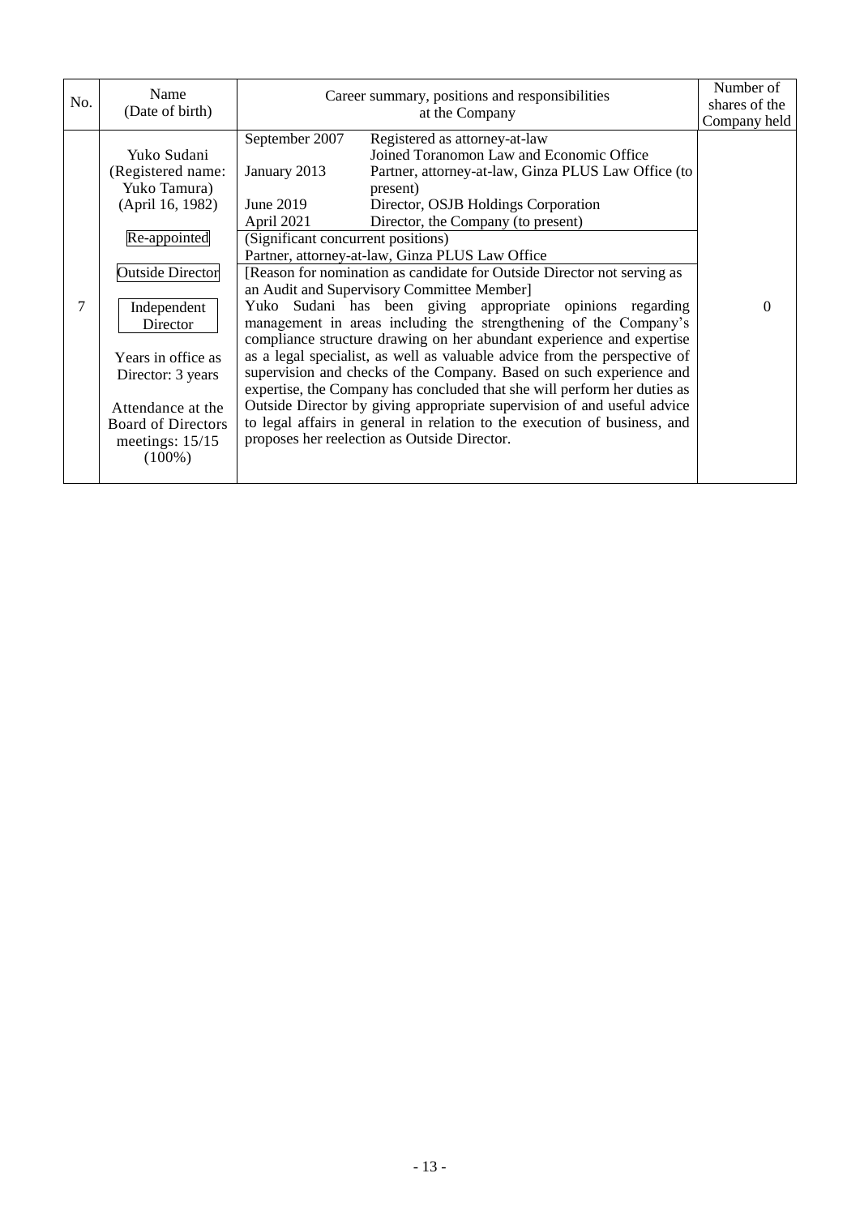| No. | Name (Date of birth) | Career summary, positions and responsibilities at the Company | Number of shares of the Company held |
|---|---|---|---|
| 7 | Yuko Sudani (Registered name: Yuko Tamura) (April 16, 1982)<br><br>Re-appointed<br><br>Outside Director<br><br>Independent Director<br><br>Years in office as Director: 3 years<br><br>Attendance at the Board of Directors meetings: 15/15 (100%) | September 2007 Registered as attorney-at-law<br>Joined Toranomon Law and Economic Office<br>January 2013 Partner, attorney-at-law, Ginza PLUS Law Office (to present)<br>June 2019 Director, OSJB Holdings Corporation<br>April 2021 Director, the Company (to present)<br>(Significant concurrent positions)<br>Partner, attorney-at-law, Ginza PLUS Law Office<br>[Reason for nomination as candidate for Outside Director not serving as an Audit and Supervisory Committee Member]<br>Yuko Sudani has been giving appropriate opinions regarding management in areas including the strengthening of the Company's compliance structure drawing on her abundant experience and expertise as a legal specialist, as well as valuable advice from the perspective of supervision and checks of the Company. Based on such experience and expertise, the Company has concluded that she will perform her duties as Outside Director by giving appropriate supervision of and useful advice to legal affairs in general in relation to the execution of business, and proposes her reelection as Outside Director. | 0 |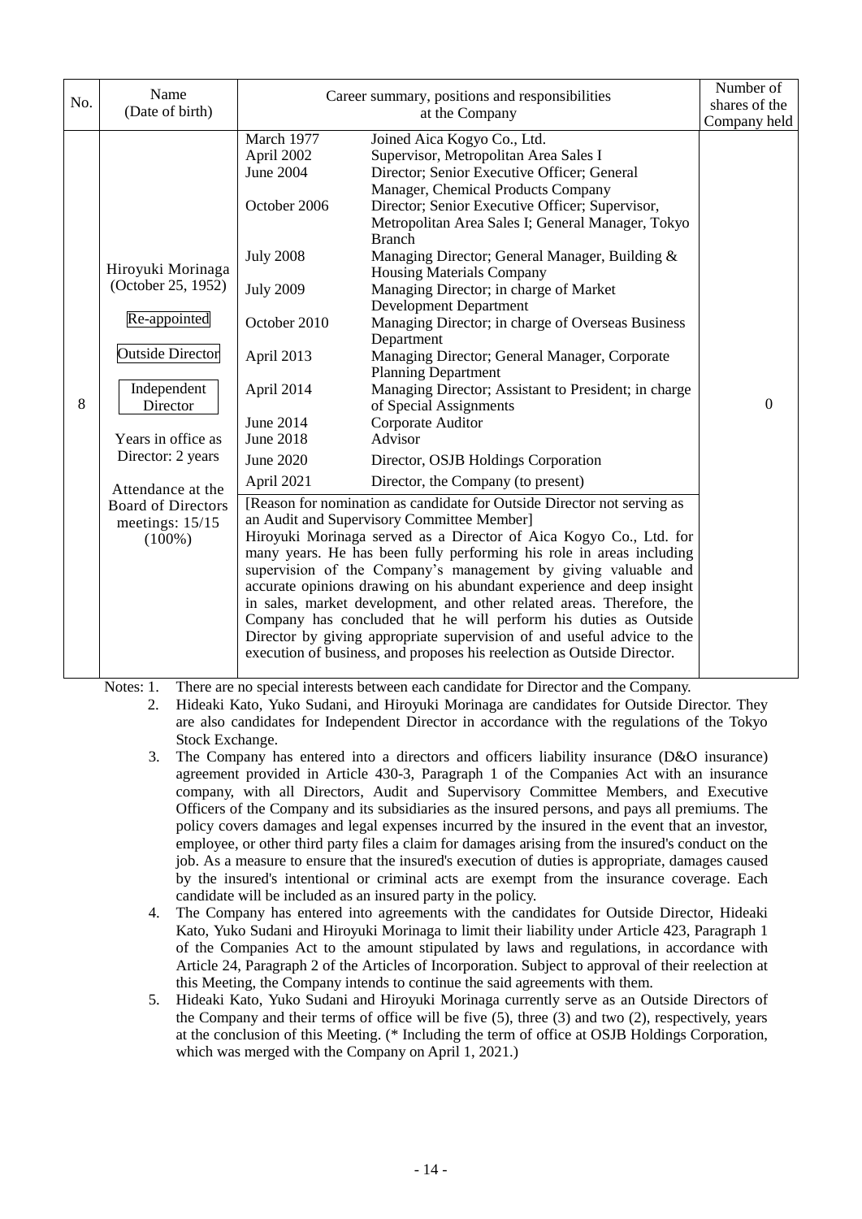| No. | Name (Date of birth) | Career summary, positions and responsibilities at the Company | | Number of shares of the Company held |
|---|---|---|---|---|
| 8 | Hiroyuki Morinaga (October 25, 1952)<br><br>Re-appointed<br><br>Outside Director<br><br>Independent Director<br><br>Years in office as Director: 2 years<br><br>Attendance at the Board of Directors meetings: 15/15 (100%) | March 1977 | Joined Aica Kogyo Co., Ltd. | 0 |
| | | April 2002 | Supervisor, Metropolitan Area Sales I | |
| | | June 2004 | Director; Senior Executive Officer; General Manager, Chemical Products Company | |
| | | October 2006 | Director; Senior Executive Officer; Supervisor, Metropolitan Area Sales I; General Manager, Tokyo Branch | |
| | | July 2008 | Managing Director; General Manager, Building & Housing Materials Company | |
| | | July 2009 | Managing Director; in charge of Market Development Department | |
| | | October 2010 | Managing Director; in charge of Overseas Business Department | |
| | | April 2013 | Managing Director; General Manager, Corporate Planning Department | |
| | | April 2014 | Managing Director; Assistant to President; in charge of Special Assignments | |
| | | June 2014 | Corporate Auditor | |
| | | June 2018 | Advisor | |
| | | June 2020 | Director, OSJB Holdings Corporation | |
| | | April 2021 | Director, the Company (to present) | |
| | | [Reason for nomination as candidate for Outside Director not serving as an Audit and Supervisory Committee Member]<br>Hiroyuki Morinaga served as a Director of Aica Kogyo Co., Ltd. for many years. He has been fully performing his role in areas including supervision of the Company's management by giving valuable and accurate opinions drawing on his abundant experience and deep insight in sales, market development, and other related areas. Therefore, the Company has concluded that he will perform his duties as Outside Director by giving appropriate supervision of and useful advice to the execution of business, and proposes his reelection as Outside Director. | | |

Notes: 1. There are no special interests between each candidate for Director and the Company.

2. Hideaki Kato, Yuko Sudani, and Hiroyuki Morinaga are candidates for Outside Director. They are also candidates for Independent Director in accordance with the regulations of the Tokyo Stock Exchange.

3. The Company has entered into a directors and officers liability insurance (D&O insurance) agreement provided in Article 430-3, Paragraph 1 of the Companies Act with an insurance company, with all Directors, Audit and Supervisory Committee Members, and Executive Officers of the Company and its subsidiaries as the insured persons, and pays all premiums. The policy covers damages and legal expenses incurred by the insured in the event that an investor, employee, or other third party files a claim for damages arising from the insured's conduct on the job. As a measure to ensure that the insured's execution of duties is appropriate, damages caused by the insured's intentional or criminal acts are exempt from the insurance coverage. Each candidate will be included as an insured party in the policy.

4. The Company has entered into agreements with the candidates for Outside Director, Hideaki Kato, Yuko Sudani and Hiroyuki Morinaga to limit their liability under Article 423, Paragraph 1 of the Companies Act to the amount stipulated by laws and regulations, in accordance with Article 24, Paragraph 2 of the Articles of Incorporation. Subject to approval of their reelection at this Meeting, the Company intends to continue the said agreements with them.

5. Hideaki Kato, Yuko Sudani and Hiroyuki Morinaga currently serve as an Outside Directors of the Company and their terms of office will be five (5), three (3) and two (2), respectively, years at the conclusion of this Meeting. (* Including the term of office at OSJB Holdings Corporation, which was merged with the Company on April 1, 2021.)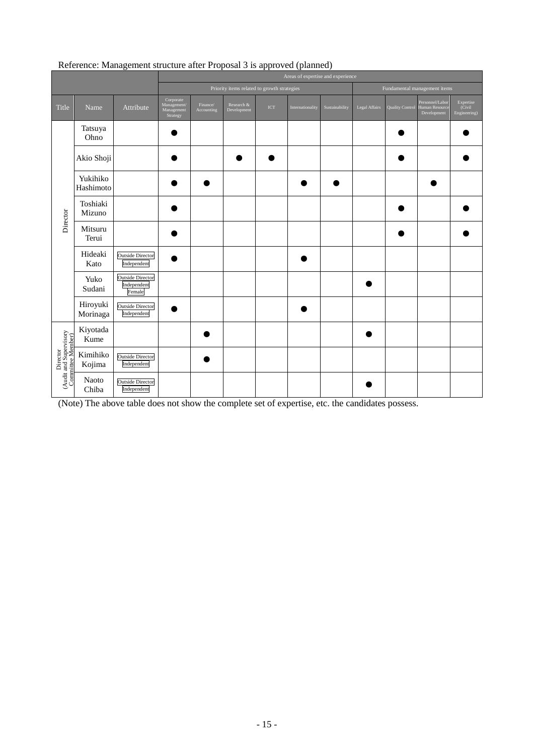Reference: Management structure after Proposal 3 is approved (planned)

| Title | Name | Attribute | Areas of expertise and experience | | | | | | | | | |
|---|---|---|---|---|---|---|---|---|---|---|---|---|
| | | | Priority items related to growth strategies | | | | | | Fundamental management items | | | |
| | | | Corporate Management/ Management Strategy | Finance/ Accounting | Research & Development | ICT | Internationality | Sustainability | Legal Affairs | Quality Control | Personnel/Labor Human Resource Development | Expertise (Civil Engineering) |
| Director | Tatsuya Ohno | | ● | | | | | | | ● | | ● |
| Director | Akio Shoji | | ● | | ● | ● | | | | ● | | ● |
| Director | Yukihiko Hashimoto | | ● | ● | | | ● | ● | | | ● | |
| Director | Toshiaki Mizuno | | ● | | | | | | | ● | | ● |
| Director | Mitsuru Terui | | ● | | | | | | | ● | | ● |
| Director | Hideaki Kato | Outside Director Independent | ● | | | | ● | | | | | |
| Director | Yuko Sudani | Outside Director Independent Female | | | | | | | ● | | | |
| Director | Hiroyuki Morinaga | Outside Director Independent | ● | | | | ● | | | | | |
| Director (Audit and Supervisory Committee Member) | Kiyotada Kume | | | ● | | | | | ● | | | |
| Director (Audit and Supervisory Committee Member) | Kimihiko Kojima | Outside Director Independent | | ● | | | | | | | | |
| Director (Audit and Supervisory Committee Member) | Naoto Chiba | Outside Director Independent | | | | | | | ● | | | |

(Note) The above table does not show the complete set of expertise, etc. the candidates possess.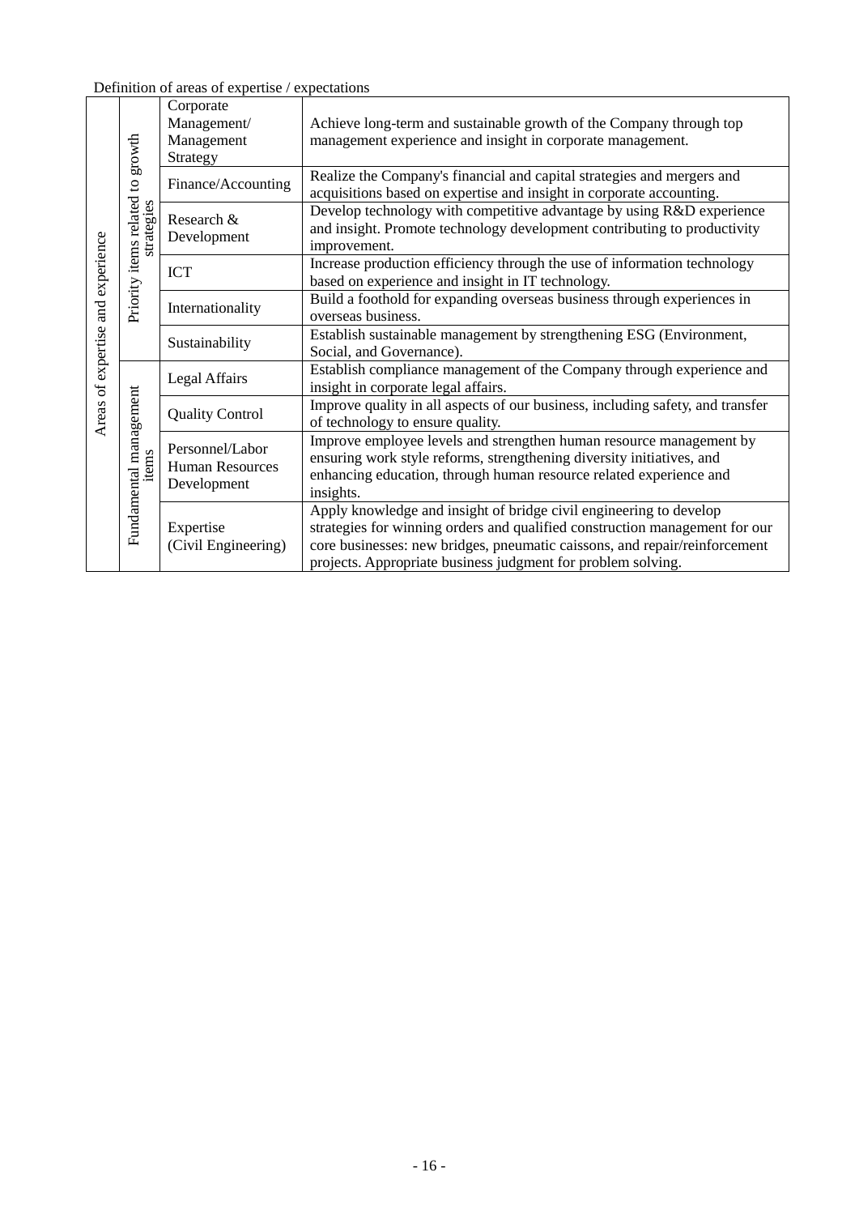Definition of areas of expertise / expectations

| | | | |
|---|---|---|---|
| Areas of expertise and experience | Priority items related to growth strategies | Corporate Management/ Management Strategy | Achieve long-term and sustainable growth of the Company through top management experience and insight in corporate management. |
| | | Finance/Accounting | Realize the Company's financial and capital strategies and mergers and acquisitions based on expertise and insight in corporate accounting. |
| | | Research & Development | Develop technology with competitive advantage by using R&D experience and insight. Promote technology development contributing to productivity improvement. |
| | | ICT | Increase production efficiency through the use of information technology based on experience and insight in IT technology. |
| | | Internationality | Build a foothold for expanding overseas business through experiences in overseas business. |
| | | Sustainability | Establish sustainable management by strengthening ESG (Environment, Social, and Governance). |
| | Fundamental management items | Legal Affairs | Establish compliance management of the Company through experience and insight in corporate legal affairs. |
| | | Quality Control | Improve quality in all aspects of our business, including safety, and transfer of technology to ensure quality. |
| | | Personnel/Labor Human Resources Development | Improve employee levels and strengthen human resource management by ensuring work style reforms, strengthening diversity initiatives, and enhancing education, through human resource related experience and insights. |
| | | Expertise (Civil Engineering) | Apply knowledge and insight of bridge civil engineering to develop strategies for winning orders and qualified construction management for our core businesses: new bridges, pneumatic caissons, and repair/reinforcement projects. Appropriate business judgment for problem solving. |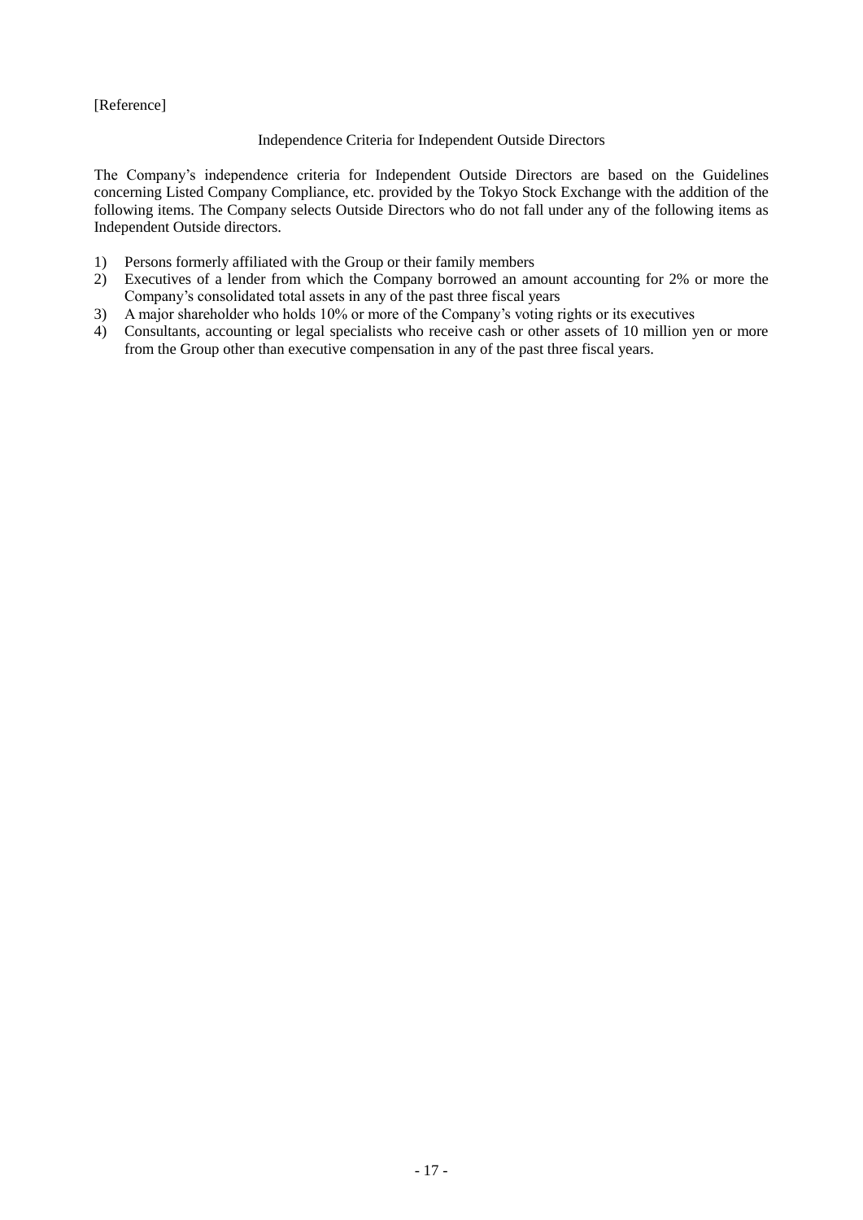[Reference]

## Independence Criteria for Independent Outside Directors

The Company's independence criteria for Independent Outside Directors are based on the Guidelines concerning Listed Company Compliance, etc. provided by the Tokyo Stock Exchange with the addition of the following items. The Company selects Outside Directors who do not fall under any of the following items as Independent Outside directors.

1) Persons formerly affiliated with the Group or their family members
2) Executives of a lender from which the Company borrowed an amount accounting for 2% or more the Company's consolidated total assets in any of the past three fiscal years
3) A major shareholder who holds 10% or more of the Company's voting rights or its executives
4) Consultants, accounting or legal specialists who receive cash or other assets of 10 million yen or more from the Group other than executive compensation in any of the past three fiscal years.